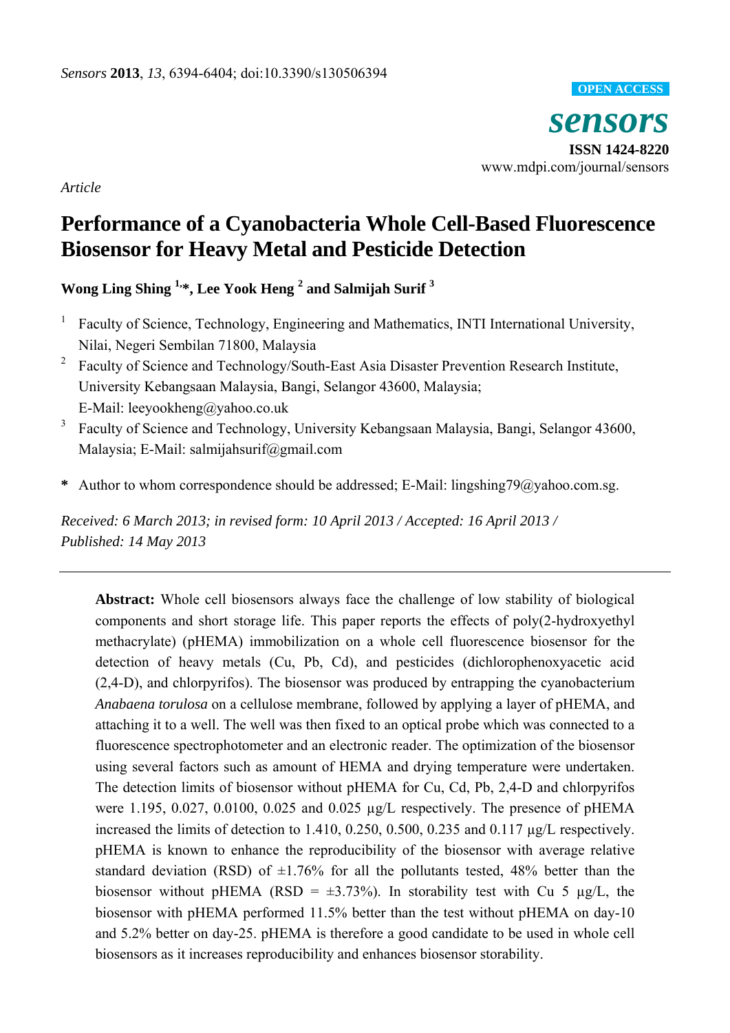*Sensors* **2013**, *13*, 6394-6404; doi:10.3390/s130506394

OPEN ACCESS

***sensors***

**ISSN 1424-8220**

www.mdpi.com/journal/sensors

*Article*

# Performance of a Cyanobacteria Whole Cell-Based Fluorescence Biosensor for Heavy Metal and Pesticide Detection

**Wong Ling Shing [1,*], Lee Yook Heng [2] and Salmijah Surif [3]**

[1] Faculty of Science, Technology, Engineering and Mathematics, INTI International University, Nilai, Negeri Sembilan 71800, Malaysia

[2] Faculty of Science and Technology/South-East Asia Disaster Prevention Research Institute, University Kebangsaan Malaysia, Bangi, Selangor 43600, Malaysia; E-Mail: leeyookheng@yahoo.co.uk

[3] Faculty of Science and Technology, University Kebangsaan Malaysia, Bangi, Selangor 43600, Malaysia; E-Mail: salmijahsurif@gmail.com

**\*** Author to whom correspondence should be addressed; E-Mail: lingshing79@yahoo.com.sg.

*Received: 6 March 2013; in revised form: 10 April 2013 / Accepted: 16 April 2013 / Published: 14 May 2013*

---

**Abstract:** Whole cell biosensors always face the challenge of low stability of biological components and short storage life. This paper reports the effects of poly(2-hydroxyethyl methacrylate) (pHEMA) immobilization on a whole cell fluorescence biosensor for the detection of heavy metals (Cu, Pb, Cd), and pesticides (dichlorophenoxyacetic acid (2,4-D), and chlorpyrifos). The biosensor was produced by entrapping the cyanobacterium *Anabaena torulosa* on a cellulose membrane, followed by applying a layer of pHEMA, and attaching it to a well. The well was then fixed to an optical probe which was connected to a fluorescence spectrophotometer and an electronic reader. The optimization of the biosensor using several factors such as amount of HEMA and drying temperature were undertaken. The detection limits of biosensor without pHEMA for Cu, Cd, Pb, 2,4-D and chlorpyrifos were 1.195, 0.027, 0.0100, 0.025 and 0.025 µg/L respectively. The presence of pHEMA increased the limits of detection to 1.410, 0.250, 0.500, 0.235 and 0.117 µg/L respectively. pHEMA is known to enhance the reproducibility of the biosensor with average relative standard deviation (RSD) of ±1.76% for all the pollutants tested, 48% better than the biosensor without pHEMA (RSD = ±3.73%). In storability test with Cu 5 µg/L, the biosensor with pHEMA performed 11.5% better than the test without pHEMA on day-10 and 5.2% better on day-25. pHEMA is therefore a good candidate to be used in whole cell biosensors as it increases reproducibility and enhances biosensor storability.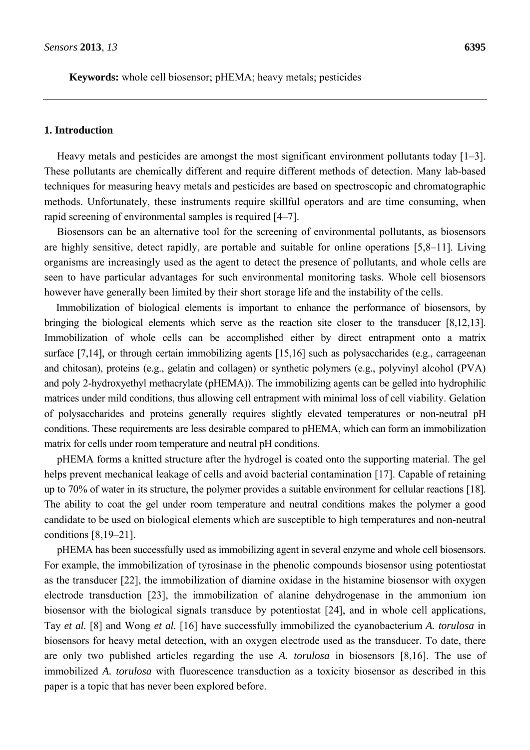**Keywords:** whole cell biosensor; pHEMA; heavy metals; pesticides

## 1. Introduction

Heavy metals and pesticides are amongst the most significant environment pollutants today [1–3]. These pollutants are chemically different and require different methods of detection. Many lab-based techniques for measuring heavy metals and pesticides are based on spectroscopic and chromatographic methods. Unfortunately, these instruments require skillful operators and are time consuming, when rapid screening of environmental samples is required [4–7].

Biosensors can be an alternative tool for the screening of environmental pollutants, as biosensors are highly sensitive, detect rapidly, are portable and suitable for online operations [5,8–11]. Living organisms are increasingly used as the agent to detect the presence of pollutants, and whole cells are seen to have particular advantages for such environmental monitoring tasks. Whole cell biosensors however have generally been limited by their short storage life and the instability of the cells.

Immobilization of biological elements is important to enhance the performance of biosensors, by bringing the biological elements which serve as the reaction site closer to the transducer [8,12,13]. Immobilization of whole cells can be accomplished either by direct entrapment onto a matrix surface [7,14], or through certain immobilizing agents [15,16] such as polysaccharides (e.g., carrageenan and chitosan), proteins (e.g., gelatin and collagen) or synthetic polymers (e.g., polyvinyl alcohol (PVA) and poly 2-hydroxyethyl methacrylate (pHEMA)). The immobilizing agents can be gelled into hydrophilic matrices under mild conditions, thus allowing cell entrapment with minimal loss of cell viability. Gelation of polysaccharides and proteins generally requires slightly elevated temperatures or non-neutral pH conditions. These requirements are less desirable compared to pHEMA, which can form an immobilization matrix for cells under room temperature and neutral pH conditions.

pHEMA forms a knitted structure after the hydrogel is coated onto the supporting material. The gel helps prevent mechanical leakage of cells and avoid bacterial contamination [17]. Capable of retaining up to 70% of water in its structure, the polymer provides a suitable environment for cellular reactions [18]. The ability to coat the gel under room temperature and neutral conditions makes the polymer a good candidate to be used on biological elements which are susceptible to high temperatures and non-neutral conditions [8,19–21].

pHEMA has been successfully used as immobilizing agent in several enzyme and whole cell biosensors. For example, the immobilization of tyrosinase in the phenolic compounds biosensor using potentiostat as the transducer [22], the immobilization of diamine oxidase in the histamine biosensor with oxygen electrode transduction [23], the immobilization of alanine dehydrogenase in the ammonium ion biosensor with the biological signals transduce by potentiostat [24], and in whole cell applications, Tay *et al.* [8] and Wong *et al.* [16] have successfully immobilized the cyanobacterium *A. torulosa* in biosensors for heavy metal detection, with an oxygen electrode used as the transducer. To date, there are only two published articles regarding the use *A. torulosa* in biosensors [8,16]. The use of immobilized *A. torulosa* with fluorescence transduction as a toxicity biosensor as described in this paper is a topic that has never been explored before.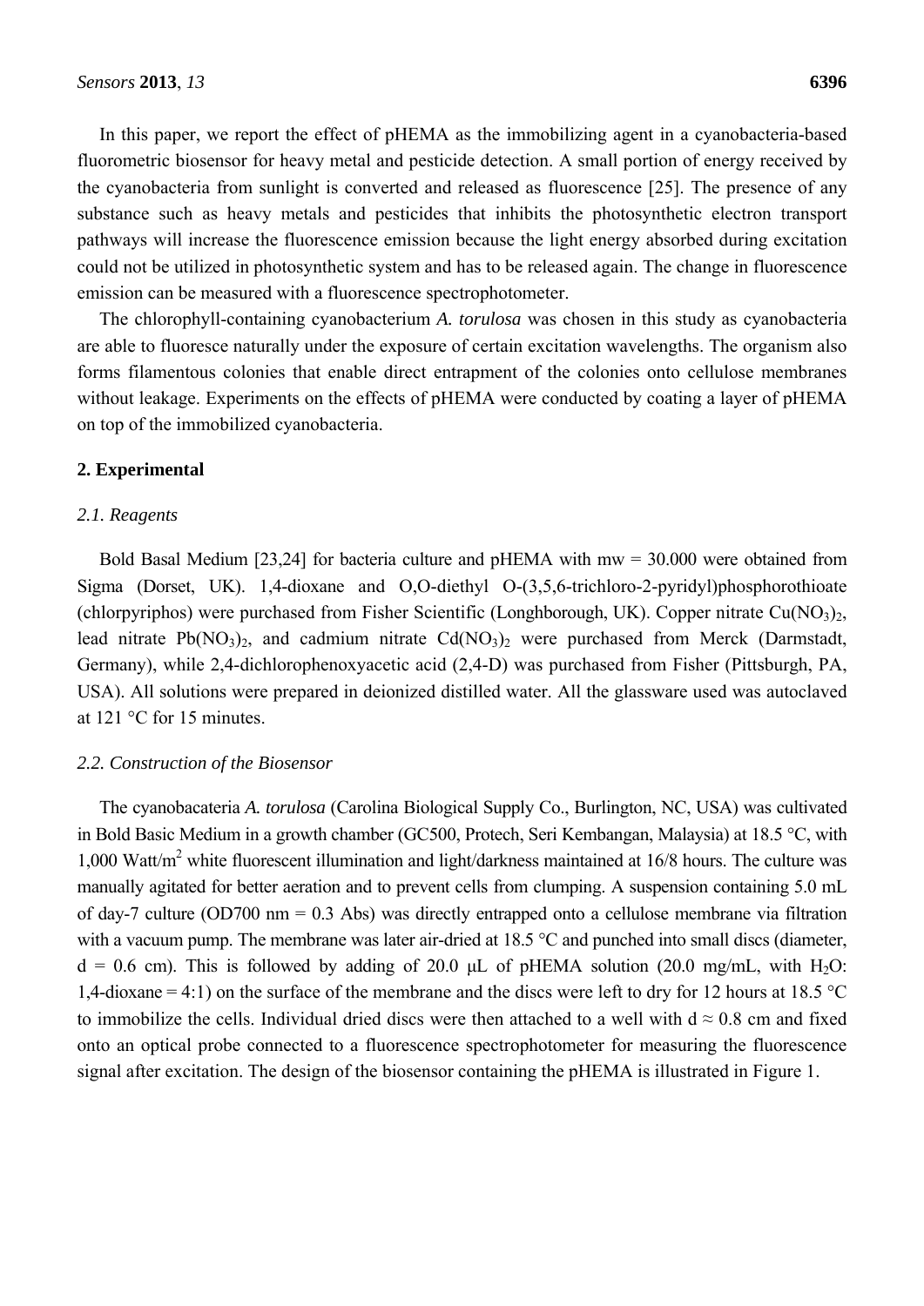In this paper, we report the effect of pHEMA as the immobilizing agent in a cyanobacteria-based fluorometric biosensor for heavy metal and pesticide detection. A small portion of energy received by the cyanobacteria from sunlight is converted and released as fluorescence [25]. The presence of any substance such as heavy metals and pesticides that inhibits the photosynthetic electron transport pathways will increase the fluorescence emission because the light energy absorbed during excitation could not be utilized in photosynthetic system and has to be released again. The change in fluorescence emission can be measured with a fluorescence spectrophotometer.

The chlorophyll-containing cyanobacterium *A. torulosa* was chosen in this study as cyanobacteria are able to fluoresce naturally under the exposure of certain excitation wavelengths. The organism also forms filamentous colonies that enable direct entrapment of the colonies onto cellulose membranes without leakage. Experiments on the effects of pHEMA were conducted by coating a layer of pHEMA on top of the immobilized cyanobacteria.

## 2. Experimental

### 2.1. Reagents

Bold Basal Medium [23,24] for bacteria culture and pHEMA with mw = 30.000 were obtained from Sigma (Dorset, UK). 1,4-dioxane and O,O-diethyl O-(3,5,6-trichloro-2-pyridyl)phosphorothioate (chlorpyriphos) were purchased from Fisher Scientific (Longhborough, UK). Copper nitrate $Cu(NO_3)_2$, lead nitrate $Pb(NO_3)_2$, and cadmium nitrate $Cd(NO_3)_2$ were purchased from Merck (Darmstadt, Germany), while 2,4-dichlorophenoxyacetic acid (2,4-D) was purchased from Fisher (Pittsburgh, PA, USA). All solutions were prepared in deionized distilled water. All the glassware used was autoclaved at 121 °C for 15 minutes.

### 2.2. Construction of the Biosensor

The cyanobacateria *A. torulosa* (Carolina Biological Supply Co., Burlington, NC, USA) was cultivated in Bold Basic Medium in a growth chamber (GC500, Protech, Seri Kembangan, Malaysia) at 18.5 °C, with 1,000 Watt/m$^2$ white fluorescent illumination and light/darkness maintained at 16/8 hours. The culture was manually agitated for better aeration and to prevent cells from clumping. A suspension containing 5.0 mL of day-7 culture (OD700 nm = 0.3 Abs) was directly entrapped onto a cellulose membrane via filtration with a vacuum pump. The membrane was later air-dried at 18.5 °C and punched into small discs (diameter, d = 0.6 cm). This is followed by adding of 20.0 μL of pHEMA solution (20.0 mg/mL, with $H_2O$: 1,4-dioxane = 4:1) on the surface of the membrane and the discs were left to dry for 12 hours at 18.5 °C to immobilize the cells. Individual dried discs were then attached to a well with d ≈ 0.8 cm and fixed onto an optical probe connected to a fluorescence spectrophotometer for measuring the fluorescence signal after excitation. The design of the biosensor containing the pHEMA is illustrated in Figure 1.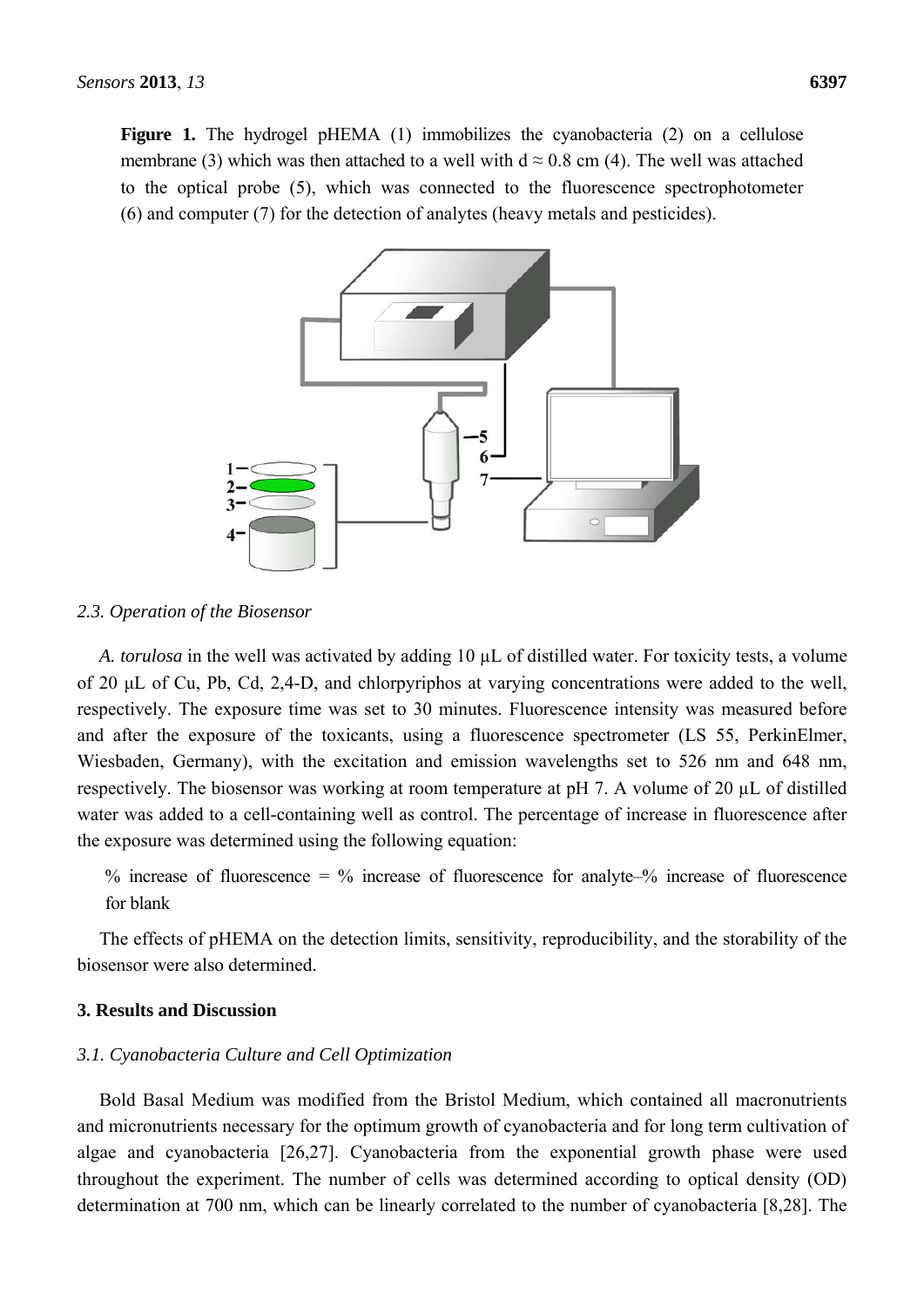**Figure 1.** The hydrogel pHEMA (1) immobilizes the cyanobacteria (2) on a cellulose membrane (3) which was then attached to a well with d ≈ 0.8 cm (4). The well was attached to the optical probe (5), which was connected to the fluorescence spectrophotometer (6) and computer (7) for the detection of analytes (heavy metals and pesticides).

### 2.3. Operation of the Biosensor

*A. torulosa* in the well was activated by adding 10 μL of distilled water. For toxicity tests, a volume of 20 μL of Cu, Pb, Cd, 2,4-D, and chlorpyriphos at varying concentrations were added to the well, respectively. The exposure time was set to 30 minutes. Fluorescence intensity was measured before and after the exposure of the toxicants, using a fluorescence spectrometer (LS 55, PerkinElmer, Wiesbaden, Germany), with the excitation and emission wavelengths set to 526 nm and 648 nm, respectively. The biosensor was working at room temperature at pH 7. A volume of 20 μL of distilled water was added to a cell-containing well as control. The percentage of increase in fluorescence after the exposure was determined using the following equation:

% increase of fluorescence = % increase of fluorescence for analyte–% increase of fluorescence for blank

The effects of pHEMA on the detection limits, sensitivity, reproducibility, and the storability of the biosensor were also determined.

## 3. Results and Discussion

### 3.1. Cyanobacteria Culture and Cell Optimization

Bold Basal Medium was modified from the Bristol Medium, which contained all macronutrients and micronutrients necessary for the optimum growth of cyanobacteria and for long term cultivation of algae and cyanobacteria [26,27]. Cyanobacteria from the exponential growth phase were used throughout the experiment. The number of cells was determined according to optical density (OD) determination at 700 nm, which can be linearly correlated to the number of cyanobacteria [8,28]. The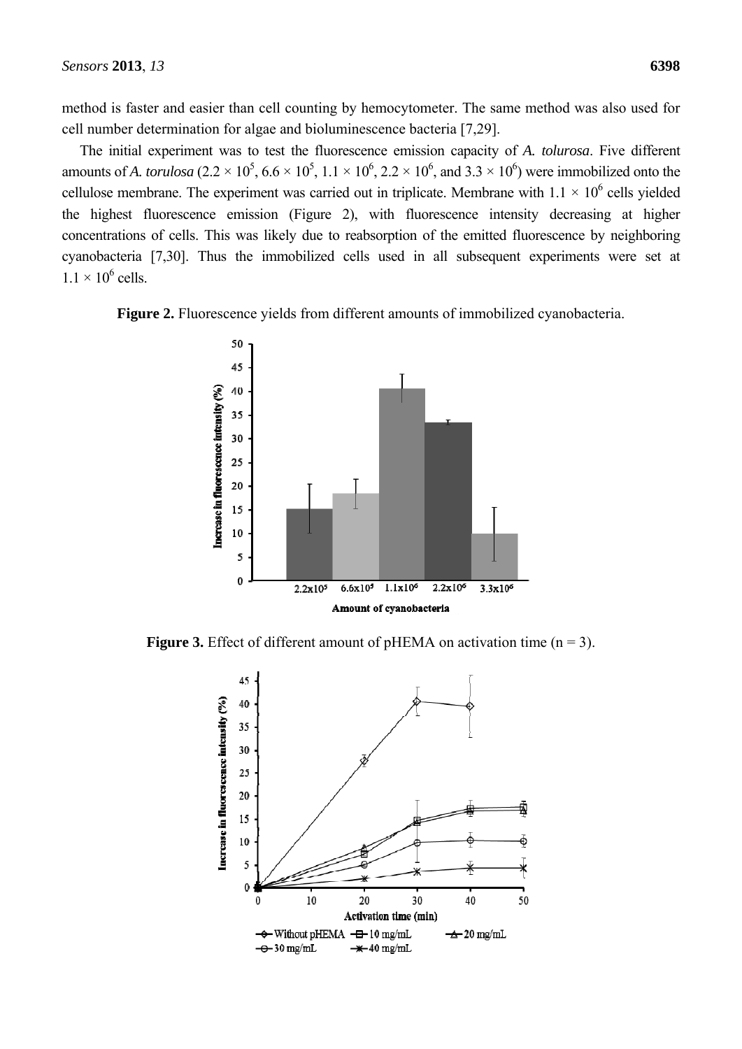method is faster and easier than cell counting by hemocytometer. The same method was also used for cell number determination for algae and bioluminescence bacteria [7,29].

The initial experiment was to test the fluorescence emission capacity of *A. tolurosa*. Five different amounts of *A. torulosa* ($2.2 \times 10^5$, $6.6 \times 10^5$, $1.1 \times 10^6$, $2.2 \times 10^6$, and $3.3 \times 10^6$) were immobilized onto the cellulose membrane. The experiment was carried out in triplicate. Membrane with $1.1 \times 10^6$ cells yielded the highest fluorescence emission (Figure 2), with fluorescence intensity decreasing at higher concentrations of cells. This was likely due to reabsorption of the emitted fluorescence by neighboring cyanobacteria [7,30]. Thus the immobilized cells used in all subsequent experiments were set at $1.1 \times 10^6$ cells.

**Figure 2.** Fluorescence yields from different amounts of immobilized cyanobacteria.

**Figure 3.** Effect of different amount of pHEMA on activation time (n = 3).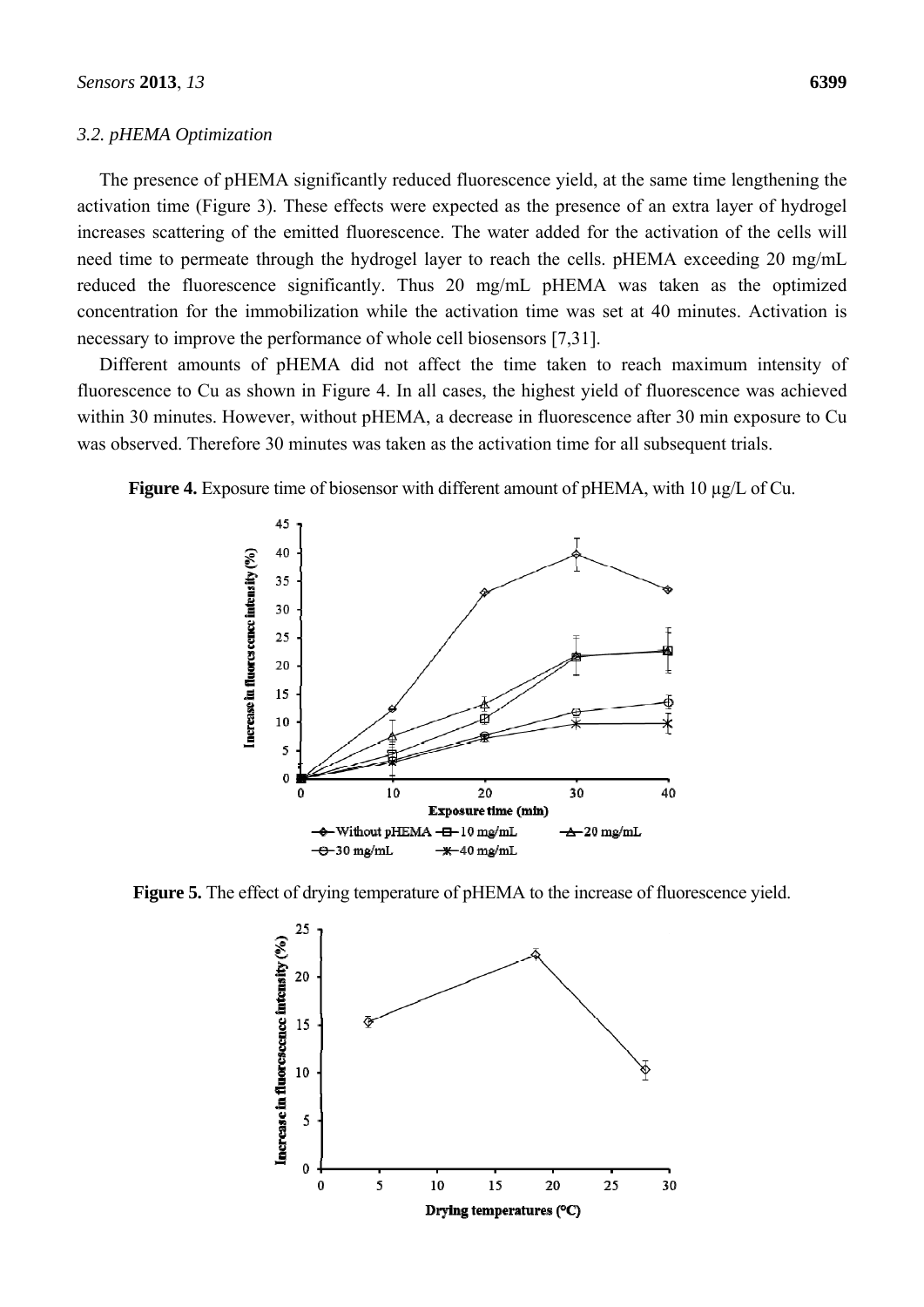### 3.2. pHEMA Optimization

The presence of pHEMA significantly reduced fluorescence yield, at the same time lengthening the activation time (Figure 3). These effects were expected as the presence of an extra layer of hydrogel increases scattering of the emitted fluorescence. The water added for the activation of the cells will need time to permeate through the hydrogel layer to reach the cells. pHEMA exceeding 20 mg/mL reduced the fluorescence significantly. Thus 20 mg/mL pHEMA was taken as the optimized concentration for the immobilization while the activation time was set at 40 minutes. Activation is necessary to improve the performance of whole cell biosensors [7,31].

Different amounts of pHEMA did not affect the time taken to reach maximum intensity of fluorescence to Cu as shown in Figure 4. In all cases, the highest yield of fluorescence was achieved within 30 minutes. However, without pHEMA, a decrease in fluorescence after 30 min exposure to Cu was observed. Therefore 30 minutes was taken as the activation time for all subsequent trials.

**Figure 4.** Exposure time of biosensor with different amount of pHEMA, with 10 μg/L of Cu.

**Figure 5.** The effect of drying temperature of pHEMA to the increase of fluorescence yield.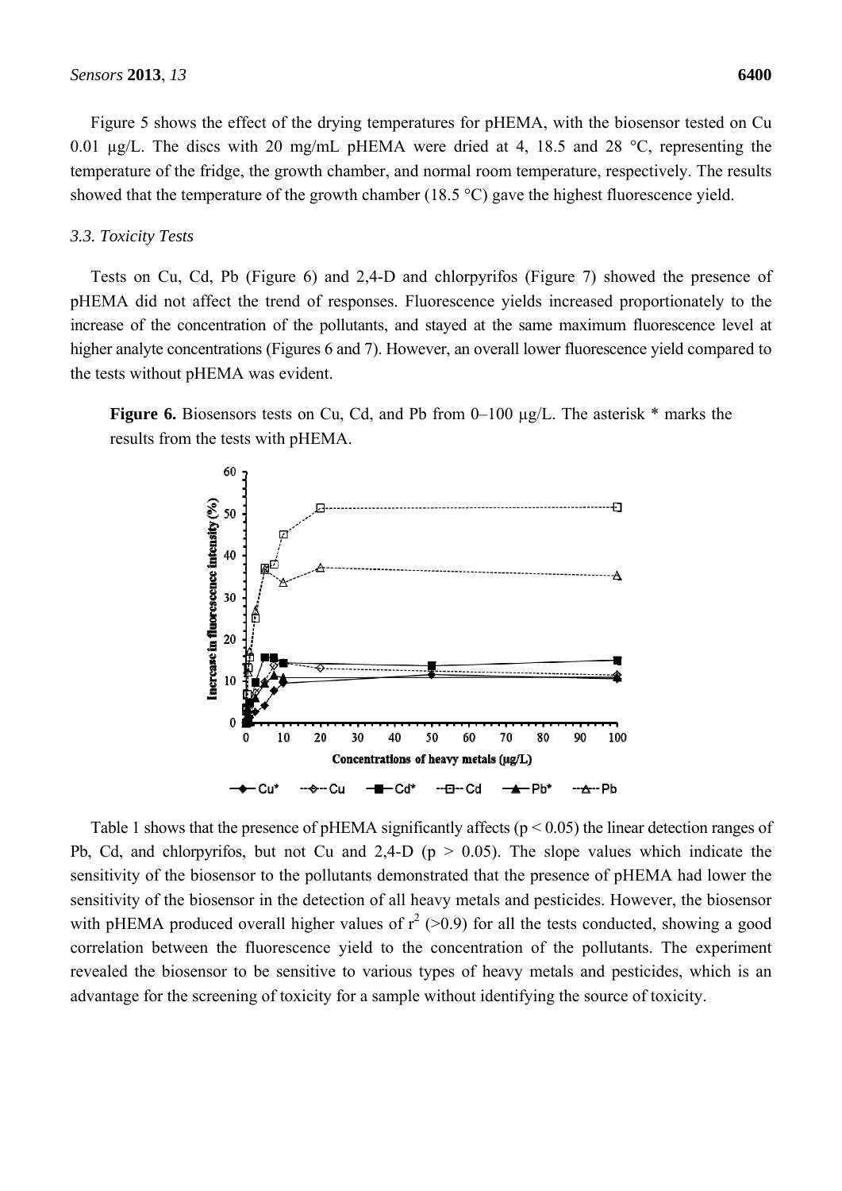Figure 5 shows the effect of the drying temperatures for pHEMA, with the biosensor tested on Cu 0.01 µg/L. The discs with 20 mg/mL pHEMA were dried at 4, 18.5 and 28 °C, representing the temperature of the fridge, the growth chamber, and normal room temperature, respectively. The results showed that the temperature of the growth chamber (18.5 °C) gave the highest fluorescence yield.

### 3.3. Toxicity Tests

Tests on Cu, Cd, Pb (Figure 6) and 2,4-D and chlorpyrifos (Figure 7) showed the presence of pHEMA did not affect the trend of responses. Fluorescence yields increased proportionately to the increase of the concentration of the pollutants, and stayed at the same maximum fluorescence level at higher analyte concentrations (Figures 6 and 7). However, an overall lower fluorescence yield compared to the tests without pHEMA was evident.

**Figure 6.** Biosensors tests on Cu, Cd, and Pb from 0–100 µg/L. The asterisk * marks the results from the tests with pHEMA.

Table 1 shows that the presence of pHEMA significantly affects ($p < 0.05$) the linear detection ranges of Pb, Cd, and chlorpyrifos, but not Cu and 2,4-D ($p > 0.05$). The slope values which indicate the sensitivity of the biosensor to the pollutants demonstrated that the presence of pHEMA had lower the sensitivity of the biosensor in the detection of all heavy metals and pesticides. However, the biosensor with pHEMA produced overall higher values of $r^2$ (>0.9) for all the tests conducted, showing a good correlation between the fluorescence yield to the concentration of the pollutants. The experiment revealed the biosensor to be sensitive to various types of heavy metals and pesticides, which is an advantage for the screening of toxicity for a sample without identifying the source of toxicity.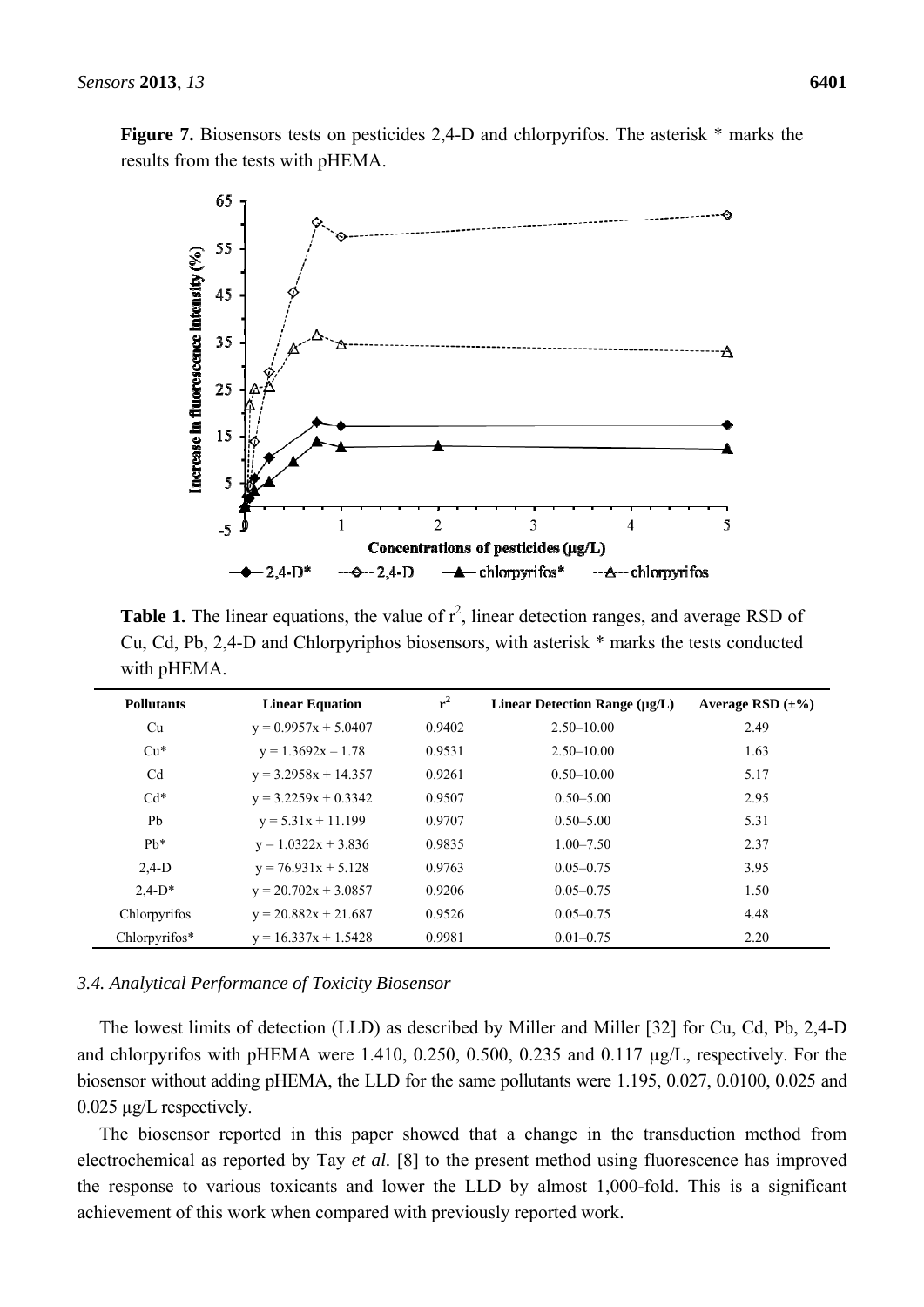**Figure 7.** Biosensors tests on pesticides 2,4-D and chlorpyrifos. The asterisk * marks the results from the tests with pHEMA.

**Table 1.** The linear equations, the value of $r^2$, linear detection ranges, and average RSD of Cu, Cd, Pb, 2,4-D and Chlorpyriphos biosensors, with asterisk * marks the tests conducted with pHEMA.

| Pollutants | Linear Equation | $r^2$ | Linear Detection Range (μg/L) | Average RSD (±%) |
|---|---|---|---|---|
| Cu | $y = 0.9957x + 5.0407$ | 0.9402 | 2.50–10.00 | 2.49 |
| Cu* | $y = 1.3692x - 1.78$ | 0.9531 | 2.50–10.00 | 1.63 |
| Cd | $y = 3.2958x + 14.357$ | 0.9261 | 0.50–10.00 | 5.17 |
| Cd* | $y = 3.2259x + 0.3342$ | 0.9507 | 0.50–5.00 | 2.95 |
| Pb | $y = 5.31x + 11.199$ | 0.9707 | 0.50–5.00 | 5.31 |
| Pb* | $y = 1.0322x + 3.836$ | 0.9835 | 1.00–7.50 | 2.37 |
| 2,4-D | $y = 76.931x + 5.128$ | 0.9763 | 0.05–0.75 | 3.95 |
| 2,4-D* | $y = 20.702x + 3.0857$ | 0.9206 | 0.05–0.75 | 1.50 |
| Chlorpyrifos | $y = 20.882x + 21.687$ | 0.9526 | 0.05–0.75 | 4.48 |
| Chlorpyrifos* | $y = 16.337x + 1.5428$ | 0.9981 | 0.01–0.75 | 2.20 |

### *3.4. Analytical Performance of Toxicity Biosensor*

The lowest limits of detection (LLD) as described by Miller and Miller [32] for Cu, Cd, Pb, 2,4-D and chlorpyrifos with pHEMA were 1.410, 0.250, 0.500, 0.235 and 0.117 μg/L, respectively. For the biosensor without adding pHEMA, the LLD for the same pollutants were 1.195, 0.027, 0.0100, 0.025 and 0.025 μg/L respectively.

The biosensor reported in this paper showed that a change in the transduction method from electrochemical as reported by Tay *et al.* [8] to the present method using fluorescence has improved the response to various toxicants and lower the LLD by almost 1,000-fold. This is a significant achievement of this work when compared with previously reported work.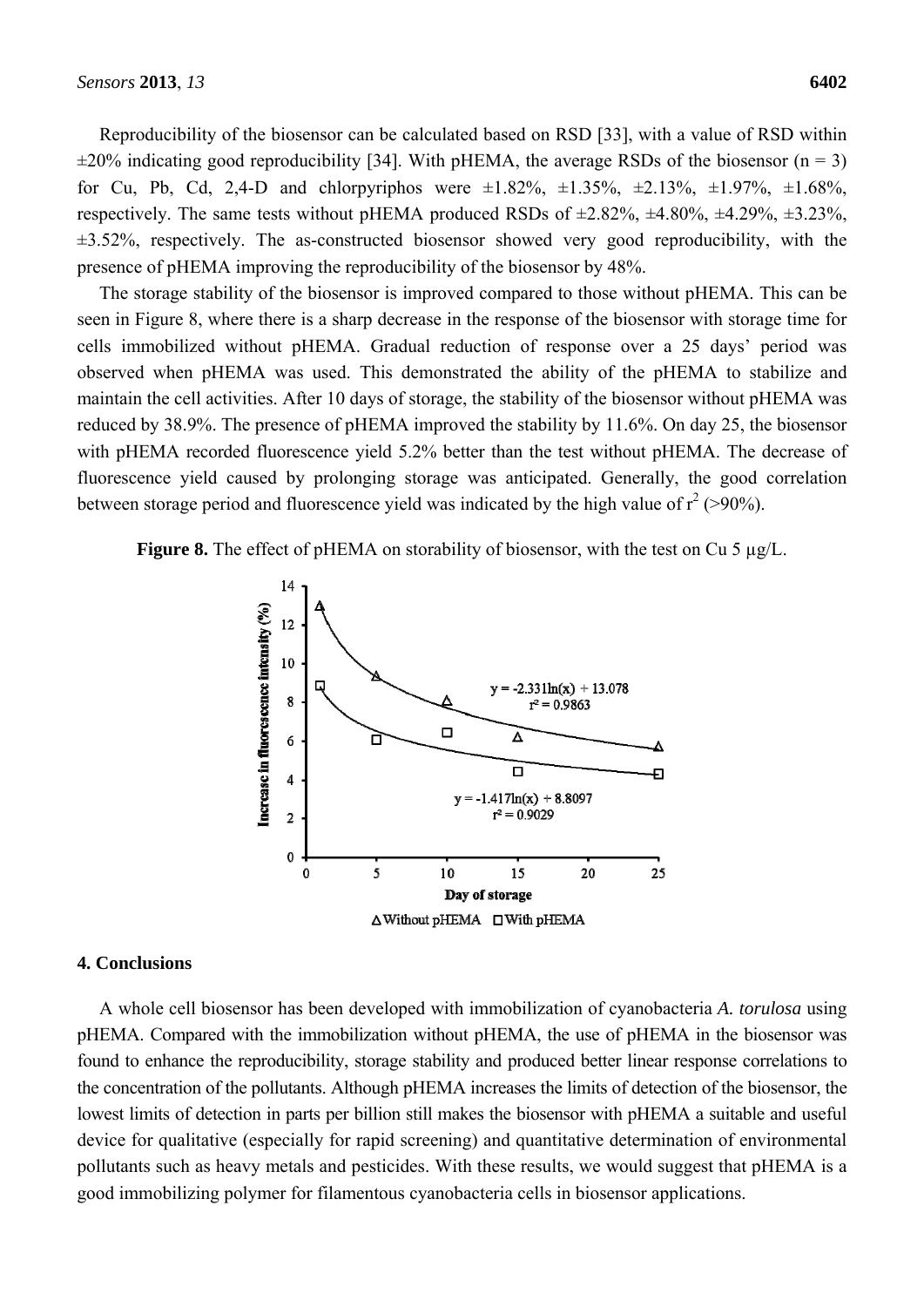Reproducibility of the biosensor can be calculated based on RSD [33], with a value of RSD within ±20% indicating good reproducibility [34]. With pHEMA, the average RSDs of the biosensor ($n = 3$) for Cu, Pb, Cd, 2,4-D and chlorpyriphos were ±1.82%, ±1.35%, ±2.13%, ±1.97%, ±1.68%, respectively. The same tests without pHEMA produced RSDs of ±2.82%, ±4.80%, ±4.29%, ±3.23%, ±3.52%, respectively. The as-constructed biosensor showed very good reproducibility, with the presence of pHEMA improving the reproducibility of the biosensor by 48%.

The storage stability of the biosensor is improved compared to those without pHEMA. This can be seen in Figure 8, where there is a sharp decrease in the response of the biosensor with storage time for cells immobilized without pHEMA. Gradual reduction of response over a 25 days' period was observed when pHEMA was used. This demonstrated the ability of the pHEMA to stabilize and maintain the cell activities. After 10 days of storage, the stability of the biosensor without pHEMA was reduced by 38.9%. The presence of pHEMA improved the stability by 11.6%. On day 25, the biosensor with pHEMA recorded fluorescence yield 5.2% better than the test without pHEMA. The decrease of fluorescence yield caused by prolonging storage was anticipated. Generally, the good correlation between storage period and fluorescence yield was indicated by the high value of $r^2$ (>90%).

**Figure 8.** The effect of pHEMA on storability of biosensor, with the test on Cu 5 μg/L.

## 4. Conclusions

A whole cell biosensor has been developed with immobilization of cyanobacteria *A. torulosa* using pHEMA. Compared with the immobilization without pHEMA, the use of pHEMA in the biosensor was found to enhance the reproducibility, storage stability and produced better linear response correlations to the concentration of the pollutants. Although pHEMA increases the limits of detection of the biosensor, the lowest limits of detection in parts per billion still makes the biosensor with pHEMA a suitable and useful device for qualitative (especially for rapid screening) and quantitative determination of environmental pollutants such as heavy metals and pesticides. With these results, we would suggest that pHEMA is a good immobilizing polymer for filamentous cyanobacteria cells in biosensor applications.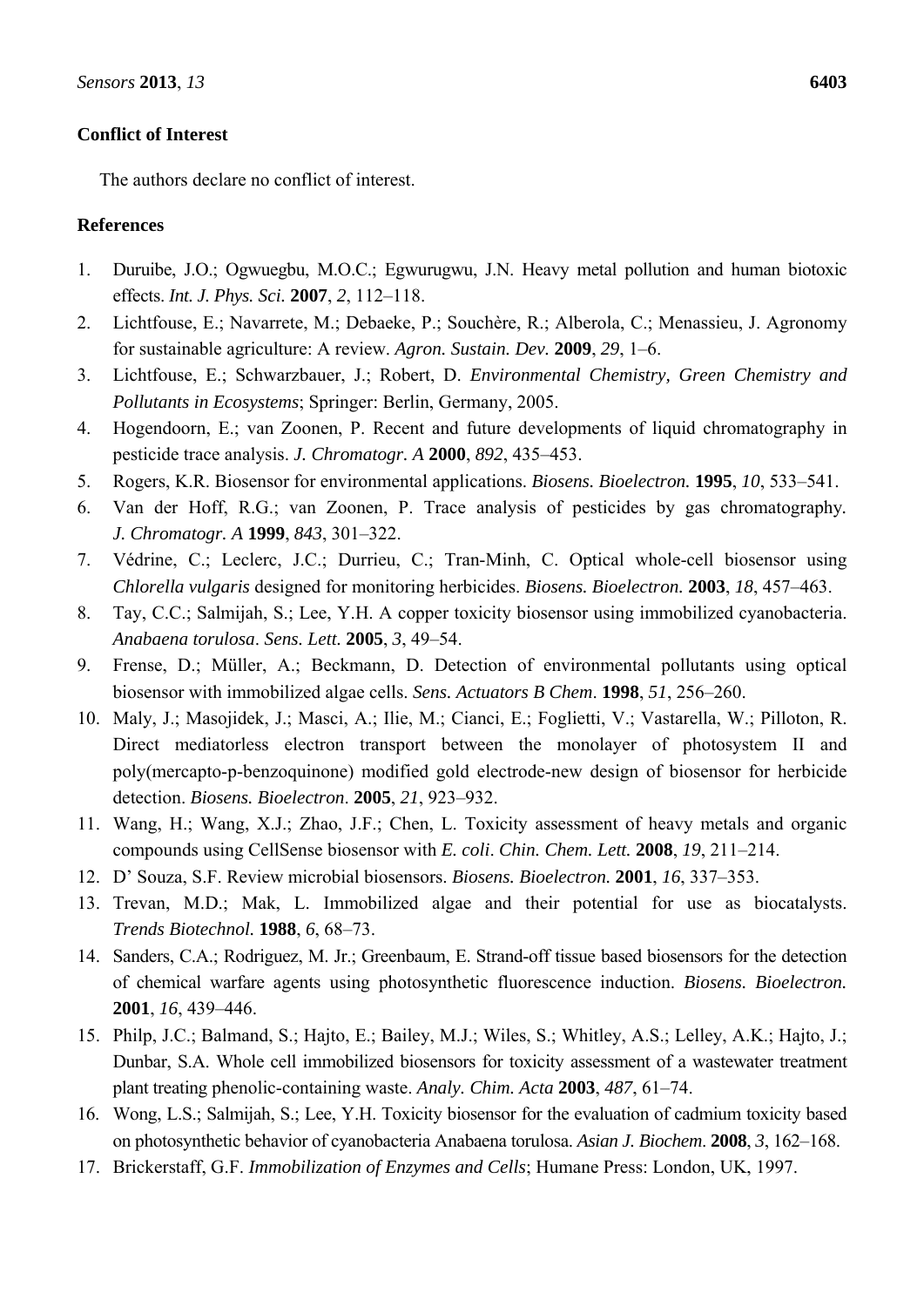## Conflict of Interest

The authors declare no conflict of interest.

## References

1. Duruibe, J.O.; Ogwuegbu, M.O.C.; Egwurugwu, J.N. Heavy metal pollution and human biotoxic effects. *Int. J. Phys. Sci.* **2007**, *2*, 112–118.
2. Lichtfouse, E.; Navarrete, M.; Debaeke, P.; Souchère, R.; Alberola, C.; Menassieu, J. Agronomy for sustainable agriculture: A review. *Agron. Sustain. Dev.* **2009**, *29*, 1–6.
3. Lichtfouse, E.; Schwarzbauer, J.; Robert, D. *Environmental Chemistry, Green Chemistry and Pollutants in Ecosystems*; Springer: Berlin, Germany, 2005.
4. Hogendoorn, E.; van Zoonen, P. Recent and future developments of liquid chromatography in pesticide trace analysis. *J. Chromatogr. A* **2000**, *892*, 435–453.
5. Rogers, K.R. Biosensor for environmental applications. *Biosens. Bioelectron.* **1995**, *10*, 533–541.
6. Van der Hoff, R.G.; van Zoonen, P. Trace analysis of pesticides by gas chromatography. *J. Chromatogr. A* **1999**, *843*, 301–322.
7. Védrine, C.; Leclerc, J.C.; Durrieu, C.; Tran-Minh, C. Optical whole-cell biosensor using *Chlorella vulgaris* designed for monitoring herbicides. *Biosens. Bioelectron.* **2003**, *18*, 457–463.
8. Tay, C.C.; Salmijah, S.; Lee, Y.H. A copper toxicity biosensor using immobilized cyanobacteria. *Anabaena torulosa*. *Sens. Lett.* **2005**, *3*, 49–54.
9. Frense, D.; Müller, A.; Beckmann, D. Detection of environmental pollutants using optical biosensor with immobilized algae cells. *Sens. Actuators B Chem*. **1998**, *51*, 256–260.
10. Maly, J.; Masojidek, J.; Masci, A.; Ilie, M.; Cianci, E.; Foglietti, V.; Vastarella, W.; Pilloton, R. Direct mediatorless electron transport between the monolayer of photosystem II and poly(mercapto-p-benzoquinone) modified gold electrode-new design of biosensor for herbicide detection. *Biosens. Bioelectron*. **2005**, *21*, 923–932.
11. Wang, H.; Wang, X.J.; Zhao, J.F.; Chen, L. Toxicity assessment of heavy metals and organic compounds using CellSense biosensor with *E. coli*. *Chin. Chem. Lett.* **2008**, *19*, 211–214.
12. D' Souza, S.F. Review microbial biosensors. *Biosens. Bioelectron.* **2001**, *16*, 337–353.
13. Trevan, M.D.; Mak, L. Immobilized algae and their potential for use as biocatalysts. *Trends Biotechnol.* **1988**, *6*, 68–73.
14. Sanders, C.A.; Rodriguez, M. Jr.; Greenbaum, E. Strand-off tissue based biosensors for the detection of chemical warfare agents using photosynthetic fluorescence induction. *Biosens. Bioelectron.* **2001**, *16*, 439–446.
15. Philp, J.C.; Balmand, S.; Hajto, E.; Bailey, M.J.; Wiles, S.; Whitley, A.S.; Lelley, A.K.; Hajto, J.; Dunbar, S.A. Whole cell immobilized biosensors for toxicity assessment of a wastewater treatment plant treating phenolic-containing waste. *Analy. Chim. Acta* **2003**, *487*, 61–74.
16. Wong, L.S.; Salmijah, S.; Lee, Y.H. Toxicity biosensor for the evaluation of cadmium toxicity based on photosynthetic behavior of cyanobacteria Anabaena torulosa. *Asian J. Biochem*. **2008**, *3*, 162–168.
17. Brickerstaff, G.F. *Immobilization of Enzymes and Cells*; Humane Press: London, UK, 1997.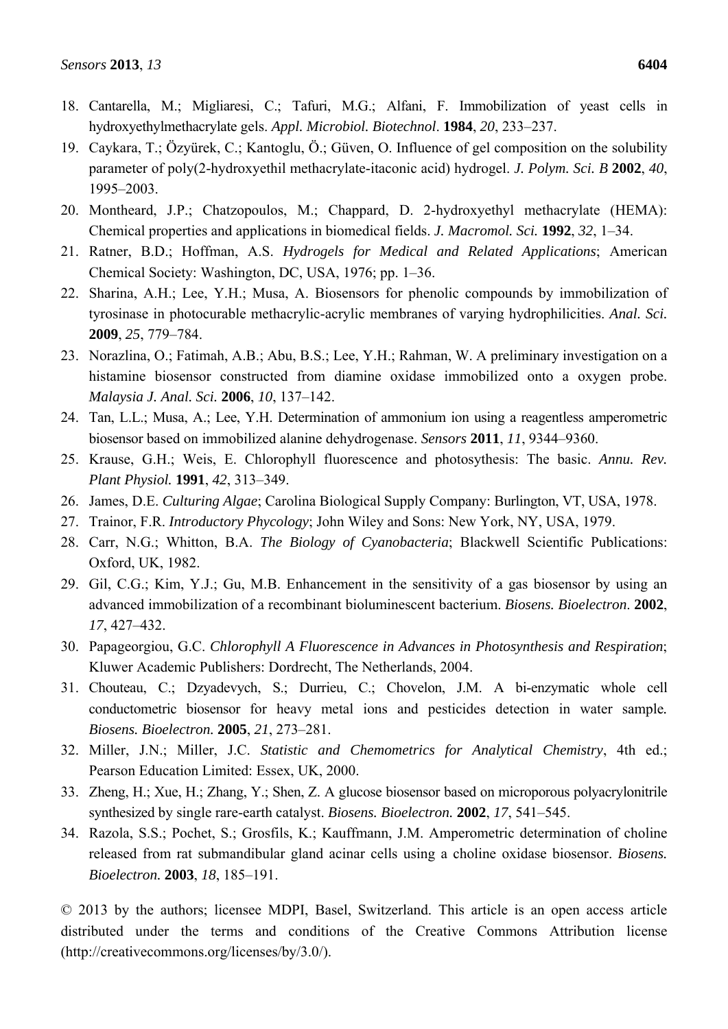18. Cantarella, M.; Migliaresi, C.; Tafuri, M.G.; Alfani, F. Immobilization of yeast cells in hydroxyethylmethacrylate gels. *Appl. Microbiol. Biotechnol*. **1984**, *20*, 233–237.
19. Caykara, T.; Özyürek, C.; Kantoglu, Ö.; Güven, O. Influence of gel composition on the solubility parameter of poly(2-hydroxyethil methacrylate-itaconic acid) hydrogel. *J. Polym. Sci. B* **2002**, *40*, 1995–2003.
20. Montheard, J.P.; Chatzopoulos, M.; Chappard, D. 2-hydroxyethyl methacrylate (HEMA): Chemical properties and applications in biomedical fields. *J. Macromol. Sci.* **1992**, *32*, 1–34.
21. Ratner, B.D.; Hoffman, A.S. *Hydrogels for Medical and Related Applications*; American Chemical Society: Washington, DC, USA, 1976; pp. 1–36.
22. Sharina, A.H.; Lee, Y.H.; Musa, A. Biosensors for phenolic compounds by immobilization of tyrosinase in photocurable methacrylic-acrylic membranes of varying hydrophilicities. *Anal. Sci.* **2009**, *25*, 779–784.
23. Norazlina, O.; Fatimah, A.B.; Abu, B.S.; Lee, Y.H.; Rahman, W. A preliminary investigation on a histamine biosensor constructed from diamine oxidase immobilized onto a oxygen probe. *Malaysia J. Anal. Sci.* **2006**, *10*, 137–142.
24. Tan, L.L.; Musa, A.; Lee, Y.H. Determination of ammonium ion using a reagentless amperometric biosensor based on immobilized alanine dehydrogenase. *Sensors* **2011**, *11*, 9344–9360.
25. Krause, G.H.; Weis, E. Chlorophyll fluorescence and photosynthesis: The basic. *Annu. Rev. Plant Physiol.* **1991**, *42*, 313–349.
26. James, D.E. *Culturing Algae*; Carolina Biological Supply Company: Burlington, VT, USA, 1978.
27. Trainor, F.R. *Introductory Phycology*; John Wiley and Sons: New York, NY, USA, 1979.
28. Carr, N.G.; Whitton, B.A. *The Biology of Cyanobacteria*; Blackwell Scientific Publications: Oxford, UK, 1982.
29. Gil, C.G.; Kim, Y.J.; Gu, M.B. Enhancement in the sensitivity of a gas biosensor by using an advanced immobilization of a recombinant bioluminescent bacterium. *Biosens. Bioelectron*. **2002**, *17*, 427–432.
30. Papageorgiou, G.C. *Chlorophyll A Fluorescence in Advances in Photosynthesis and Respiration*; Kluwer Academic Publishers: Dordrecht, The Netherlands, 2004.
31. Chouteau, C.; Dzyadevych, S.; Durrieu, C.; Chovelon, J.M. A bi-enzymatic whole cell conductometric biosensor for heavy metal ions and pesticides detection in water sample. *Biosens. Bioelectron.* **2005**, *21*, 273–281.
32. Miller, J.N.; Miller, J.C. *Statistic and Chemometrics for Analytical Chemistry*, 4th ed.; Pearson Education Limited: Essex, UK, 2000.
33. Zheng, H.; Xue, H.; Zhang, Y.; Shen, Z. A glucose biosensor based on microporous polyacrylonitrile synthesized by single rare-earth catalyst. *Biosens. Bioelectron.* **2002**, *17*, 541–545.
34. Razola, S.S.; Pochet, S.; Grosfils, K.; Kauffmann, J.M. Amperometric determination of choline released from rat submandibular gland acinar cells using a choline oxidase biosensor. *Biosens. Bioelectron.* **2003**, *18*, 185–191.

© 2013 by the authors; licensee MDPI, Basel, Switzerland. This article is an open access article distributed under the terms and conditions of the Creative Commons Attribution license (http://creativecommons.org/licenses/by/3.0/).